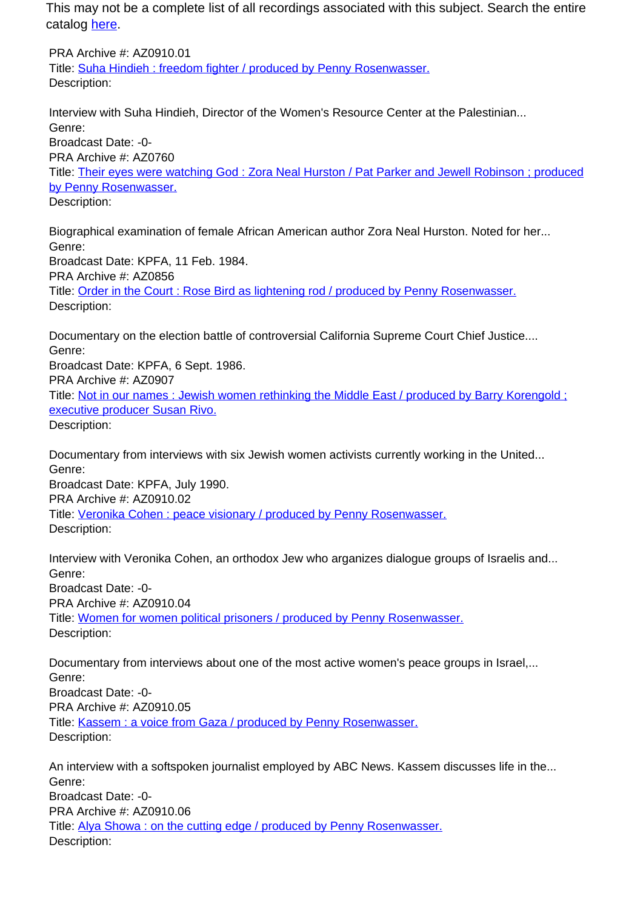This may not be a complete list of all recordings associated with this subject. Search the entire catalog [here](here).

PRA Archive #: AZ0910.01
Title: [Suha Hindieh : freedom fighter / produced by Penny Rosenwasser.]()
Description:

Interview with Suha Hindieh, Director of the Women's Resource Center at the Palestinian...
Genre:
Broadcast Date: -0-
PRA Archive #: AZ0760
Title: [Their eyes were watching God : Zora Neal Hurston / Pat Parker and Jewell Robinson ; produced by Penny Rosenwasser.]()
Description:

Biographical examination of female African American author Zora Neal Hurston. Noted for her...
Genre:
Broadcast Date: KPFA, 11 Feb. 1984.
PRA Archive #: AZ0856
Title: [Order in the Court : Rose Bird as lightening rod / produced by Penny Rosenwasser.]()
Description:

Documentary on the election battle of controversial California Supreme Court Chief Justice....
Genre:
Broadcast Date: KPFA, 6 Sept. 1986.
PRA Archive #: AZ0907
Title: [Not in our names : Jewish women rethinking the Middle East / produced by Barry Korengold ; executive producer Susan Rivo.]()
Description:

Documentary from interviews with six Jewish women activists currently working in the United...
Genre:
Broadcast Date: KPFA, July 1990.
PRA Archive #: AZ0910.02
Title: [Veronika Cohen : peace visionary / produced by Penny Rosenwasser.]()
Description:

Interview with Veronika Cohen, an orthodox Jew who organizes dialogue groups of Israelis and...
Genre:
Broadcast Date: -0-
PRA Archive #: AZ0910.04
Title: [Women for women political prisoners / produced by Penny Rosenwasser.]()
Description:

Documentary from interviews about one of the most active women's peace groups in Israel,...
Genre:
Broadcast Date: -0-
PRA Archive #: AZ0910.05
Title: [Kassem : a voice from Gaza / produced by Penny Rosenwasser.]()
Description:

An interview with a softspoken journalist employed by ABC News. Kassem discusses life in the...
Genre:
Broadcast Date: -0-
PRA Archive #: AZ0910.06
Title: [Alya Showa : on the cutting edge / produced by Penny Rosenwasser.]()
Description: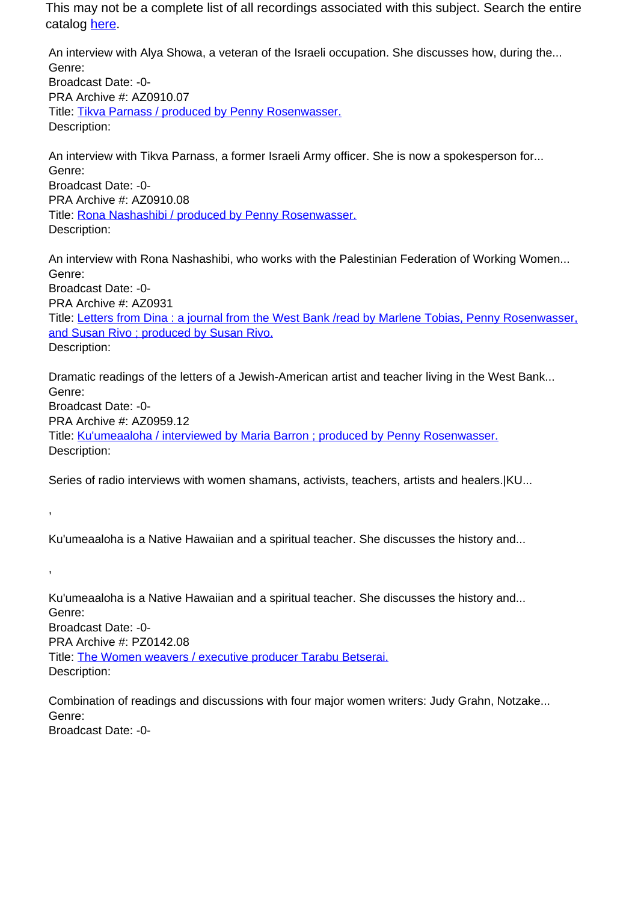This may not be a complete list of all recordings associated with this subject. Search the entire catalog here.

An interview with Alya Showa, a veteran of the Israeli occupation. She discusses how, during the...
Genre:
Broadcast Date: -0-
PRA Archive #: AZ0910.07
Title: Tikva Parnass / produced by Penny Rosenwasser.
Description:

An interview with Tikva Parnass, a former Israeli Army officer. She is now a spokesperson for...
Genre:
Broadcast Date: -0-
PRA Archive #: AZ0910.08
Title: Rona Nashashibi / produced by Penny Rosenwasser.
Description:

An interview with Rona Nashashibi, who works with the Palestinian Federation of Working Women...
Genre:
Broadcast Date: -0-
PRA Archive #: AZ0931
Title: Letters from Dina : a journal from the West Bank /read by Marlene Tobias, Penny Rosenwasser, and Susan Rivo ; produced by Susan Rivo.
Description:

Dramatic readings of the letters of a Jewish-American artist and teacher living in the West Bank...
Genre:
Broadcast Date: -0-
PRA Archive #: AZ0959.12
Title: Ku'umeaaloha / interviewed by Maria Barron ; produced by Penny Rosenwasser.
Description:

Series of radio interviews with women shamans, activists, teachers, artists and healers.|KU...

,

Ku'umeaaloha is a Native Hawaiian and a spiritual teacher. She discusses the history and...

,

Ku'umeaaloha is a Native Hawaiian and a spiritual teacher. She discusses the history and...
Genre:
Broadcast Date: -0-
PRA Archive #: PZ0142.08
Title: The Women weavers / executive producer Tarabu Betserai.
Description:

Combination of readings and discussions with four major women writers: Judy Grahn, Notzake...
Genre:
Broadcast Date: -0-